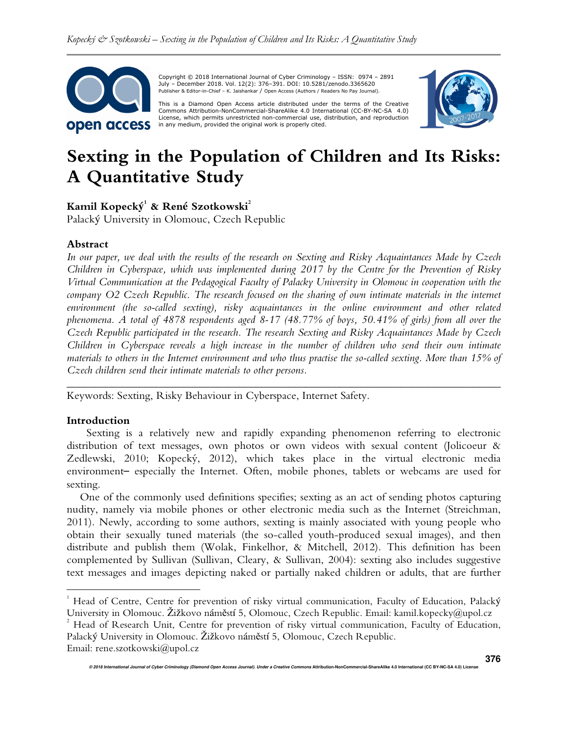Copyright © 2018 International Journal of Cyber Criminology – ISSN: 0974 – 2891
July – December 2018. Vol. 12(2): 376–391. DOI: 10.5281/zenodo.3365620
Publisher & Editor-in-Chief – K. Jaishankar / Open Access (Authors / Readers No Pay Journal).

This is a Diamond Open Access article distributed under the terms of the Creative Commons Attribution-NonCommercial-ShareAlike 4.0 International (CC-BY-NC-SA 4.0) License, which permits unrestricted non-commercial use, distribution, and reproduction in any medium, provided the original work is properly cited.

# Sexting in the Population of Children and Its Risks: A Quantitative Study

**Kamil Kopecký[1] & René Szotkowski[2]**
Palacký University in Olomouc, Czech Republic

## Abstract

*In our paper, we deal with the results of the research on Sexting and Risky Acquaintances Made by Czech Children in Cyberspace, which was implemented during 2017 by the Centre for the Prevention of Risky Virtual Communication at the Pedagogical Faculty of Palacky University in Olomouc in cooperation with the company O2 Czech Republic. The research focused on the sharing of own intimate materials in the internet environment (the so-called sexting), risky acquaintances in the online environment and other related phenomena. A total of 4878 respondents aged 8-17 (48.77% of boys, 50.41% of girls) from all over the Czech Republic participated in the research. The research Sexting and Risky Acquaintances Made by Czech Children in Cyberspace reveals a high increase in the number of children who send their own intimate materials to others in the Internet environment and who thus practise the so-called sexting. More than 15% of Czech children send their intimate materials to other persons.*

---

Keywords: Sexting, Risky Behaviour in Cyberspace, Internet Safety.

## Introduction

Sexting is a relatively new and rapidly expanding phenomenon referring to electronic distribution of text messages, own photos or own videos with sexual content (Jolicoeur & Zedlewski, 2010; Kopecký, 2012), which takes place in the virtual electronic media environment– especially the Internet. Often, mobile phones, tablets or webcams are used for sexting.

One of the commonly used definitions specifies; sexting as an act of sending photos capturing nudity, namely via mobile phones or other electronic media such as the Internet (Streichman, 2011). Newly, according to some authors, sexting is mainly associated with young people who obtain their sexually tuned materials (the so-called youth-produced sexual images), and then distribute and publish them (Wolak, Finkelhor, & Mitchell, 2012). This definition has been complemented by Sullivan (Sullivan, Cleary, & Sullivan, 2004): sexting also includes suggestive text messages and images depicting naked or partially naked children or adults, that are further

---

[1] Head of Centre, Centre for prevention of risky virtual communication, Faculty of Education, Palacký University in Olomouc. Žižkovo náměstí 5, Olomouc, Czech Republic. Email: kamil.kopecky@upol.cz

[2] Head of Research Unit, Centre for prevention of risky virtual communication, Faculty of Education, Palacký University in Olomouc. Žižkovo náměstí 5, Olomouc, Czech Republic. Email: rene.szotkowski@upol.cz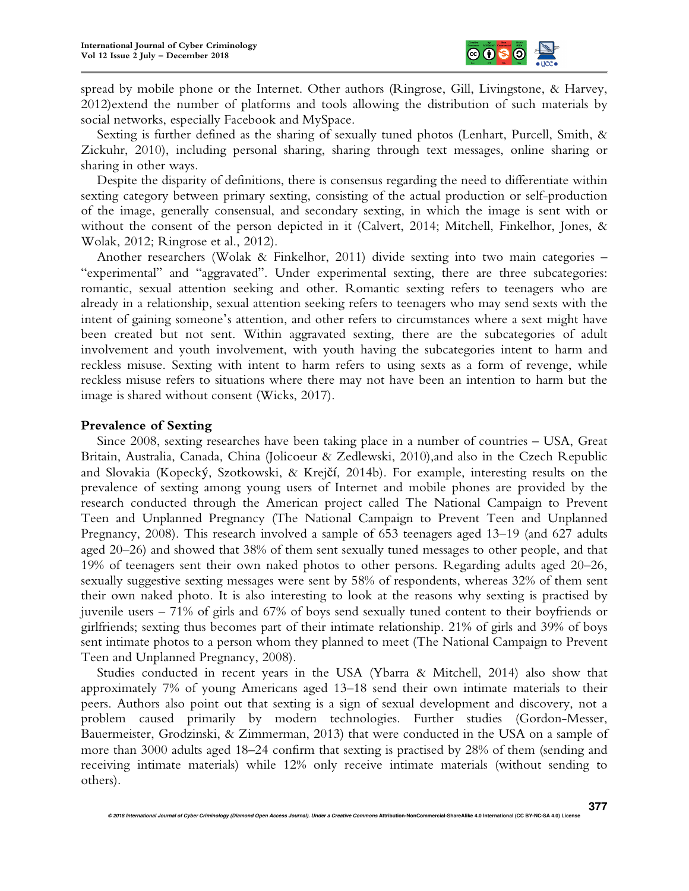spread by mobile phone or the Internet. Other authors (Ringrose, Gill, Livingstone, & Harvey, 2012)extend the number of platforms and tools allowing the distribution of such materials by social networks, especially Facebook and MySpace.

Sexting is further defined as the sharing of sexually tuned photos (Lenhart, Purcell, Smith, & Zickuhr, 2010), including personal sharing, sharing through text messages, online sharing or sharing in other ways.

Despite the disparity of definitions, there is consensus regarding the need to differentiate within sexting category between primary sexting, consisting of the actual production or self-production of the image, generally consensual, and secondary sexting, in which the image is sent with or without the consent of the person depicted in it (Calvert, 2014; Mitchell, Finkelhor, Jones, & Wolak, 2012; Ringrose et al., 2012).

Another researchers (Wolak & Finkelhor, 2011) divide sexting into two main categories – "experimental" and "aggravated". Under experimental sexting, there are three subcategories: romantic, sexual attention seeking and other. Romantic sexting refers to teenagers who are already in a relationship, sexual attention seeking refers to teenagers who may send sexts with the intent of gaining someone's attention, and other refers to circumstances where a sext might have been created but not sent. Within aggravated sexting, there are the subcategories of adult involvement and youth involvement, with youth having the subcategories intent to harm and reckless misuse. Sexting with intent to harm refers to using sexts as a form of revenge, while reckless misuse refers to situations where there may not have been an intention to harm but the image is shared without consent (Wicks, 2017).

## Prevalence of Sexting

Since 2008, sexting researches have been taking place in a number of countries – USA, Great Britain, Australia, Canada, China (Jolicoeur & Zedlewski, 2010),and also in the Czech Republic and Slovakia (Kopecký, Szotkowski, & Krejčí, 2014b). For example, interesting results on the prevalence of sexting among young users of Internet and mobile phones are provided by the research conducted through the American project called The National Campaign to Prevent Teen and Unplanned Pregnancy (The National Campaign to Prevent Teen and Unplanned Pregnancy, 2008). This research involved a sample of 653 teenagers aged 13–19 (and 627 adults aged 20–26) and showed that 38% of them sent sexually tuned messages to other people, and that 19% of teenagers sent their own naked photos to other persons. Regarding adults aged 20–26, sexually suggestive sexting messages were sent by 58% of respondents, whereas 32% of them sent their own naked photo. It is also interesting to look at the reasons why sexting is practised by juvenile users – 71% of girls and 67% of boys send sexually tuned content to their boyfriends or girlfriends; sexting thus becomes part of their intimate relationship. 21% of girls and 39% of boys sent intimate photos to a person whom they planned to meet (The National Campaign to Prevent Teen and Unplanned Pregnancy, 2008).

Studies conducted in recent years in the USA (Ybarra & Mitchell, 2014) also show that approximately 7% of young Americans aged 13–18 send their own intimate materials to their peers. Authors also point out that sexting is a sign of sexual development and discovery, not a problem caused primarily by modern technologies. Further studies (Gordon-Messer, Bauermeister, Grodzinski, & Zimmerman, 2013) that were conducted in the USA on a sample of more than 3000 adults aged 18–24 confirm that sexting is practised by 28% of them (sending and receiving intimate materials) while 12% only receive intimate materials (without sending to others).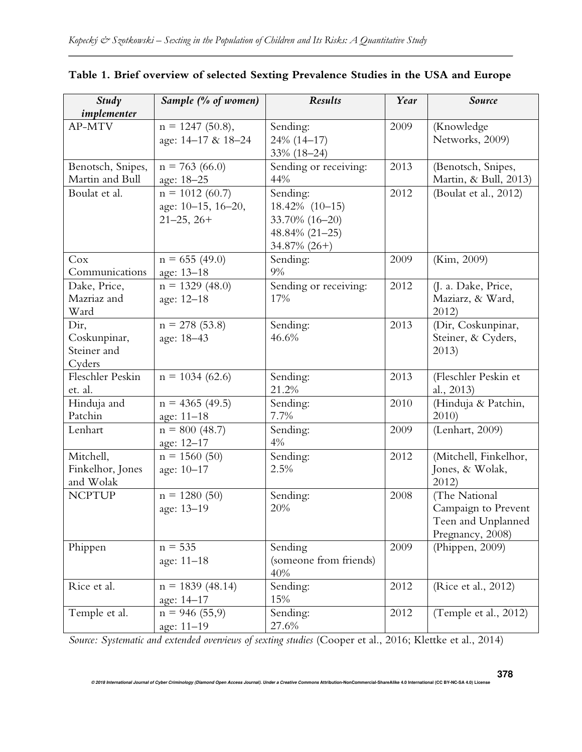**Table 1. Brief overview of selected Sexting Prevalence Studies in the USA and Europe**

| *Study implementer* | *Sample (% of women)* | *Results* | *Year* | *Source* |
|---|---|---|---|---|
| AP-MTV | n = 1247 (50.8), age: 14–17 & 18–24 | Sending: 24% (14–17) 33% (18–24) | 2009 | (Knowledge Networks, 2009) |
| Benotsch, Snipes, Martin and Bull | n = 763 (66.0) age: 18–25 | Sending or receiving: 44% | 2013 | (Benotsch, Snipes, Martin, & Bull, 2013) |
| Boulat et al. | n = 1012 (60.7) age: 10–15, 16–20, 21–25, 26+ | Sending: 18.42% (10–15) 33.70% (16–20) 48.84% (21–25) 34.87% (26+) | 2012 | (Boulat et al., 2012) |
| Cox Communications | n = 655 (49.0) age: 13–18 | Sending: 9% | 2009 | (Kim, 2009) |
| Dake, Price, Mazriaz and Ward | n = 1329 (48.0) age: 12–18 | Sending or receiving: 17% | 2012 | (J. a. Dake, Price, Maziarz, & Ward, 2012) |
| Dir, Coskunpinar, Steiner and Cyders | n = 278 (53.8) age: 18–43 | Sending: 46.6% | 2013 | (Dir, Coskunpinar, Steiner, & Cyders, 2013) |
| Fleschler Peskin et. al. | n = 1034 (62.6) | Sending: 21.2% | 2013 | (Fleschler Peskin et al., 2013) |
| Hinduja and Patchin | n = 4365 (49.5) age: 11–18 | Sending: 7.7% | 2010 | (Hinduja & Patchin, 2010) |
| Lenhart | n = 800 (48.7) age: 12–17 | Sending: 4% | 2009 | (Lenhart, 2009) |
| Mitchell, Finkelhor, Jones and Wolak | n = 1560 (50) age: 10–17 | Sending: 2.5% | 2012 | (Mitchell, Finkelhor, Jones, & Wolak, 2012) |
| NCPTUP | n = 1280 (50) age: 13–19 | Sending: 20% | 2008 | (The National Campaign to Prevent Teen and Unplanned Pregnancy, 2008) |
| Phippen | n = 535 age: 11–18 | Sending (someone from friends) 40% | 2009 | (Phippen, 2009) |
| Rice et al. | n = 1839 (48.14) age: 14–17 | Sending: 15% | 2012 | (Rice et al., 2012) |
| Temple et al. | n = 946 (55,9) age: 11–19 | Sending: 27.6% | 2012 | (Temple et al., 2012) |

*Source: Systematic and extended overviews of sexting studies* (Cooper et al., 2016; Klettke et al., 2014)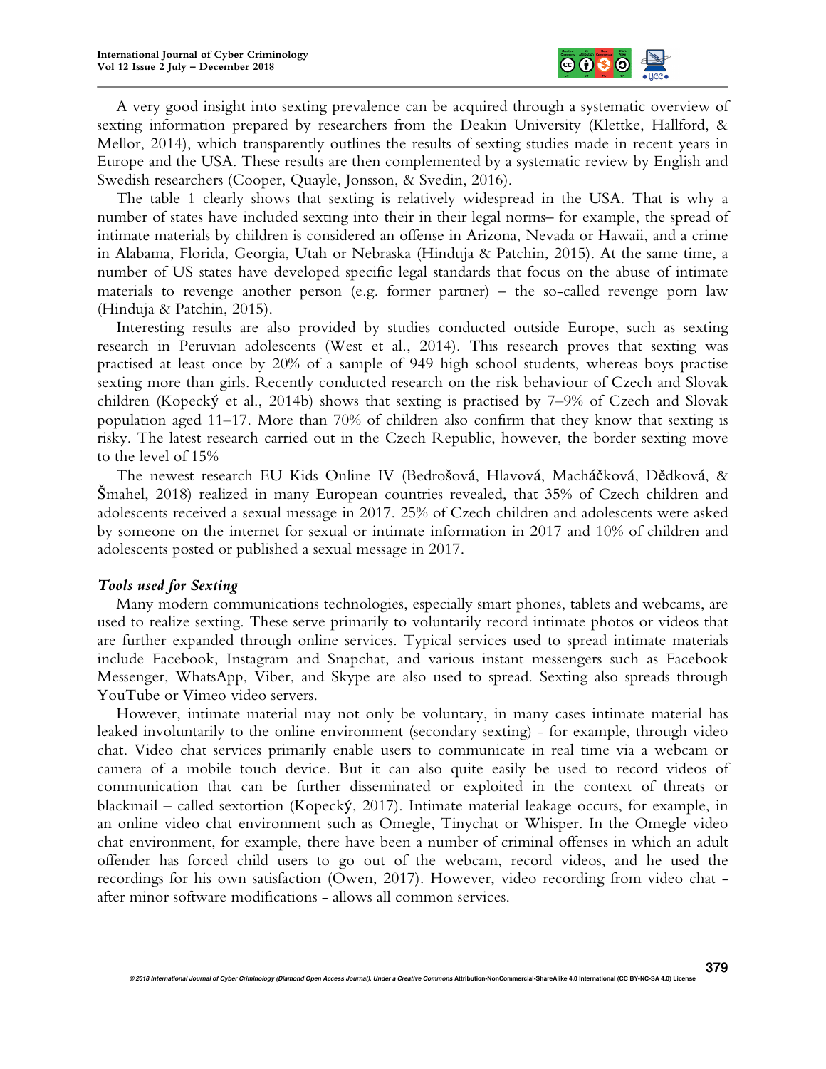A very good insight into sexting prevalence can be acquired through a systematic overview of sexting information prepared by researchers from the Deakin University (Klettke, Hallford, & Mellor, 2014), which transparently outlines the results of sexting studies made in recent years in Europe and the USA. These results are then complemented by a systematic review by English and Swedish researchers (Cooper, Quayle, Jonsson, & Svedin, 2016).

The table 1 clearly shows that sexting is relatively widespread in the USA. That is why a number of states have included sexting into their in their legal norms– for example, the spread of intimate materials by children is considered an offense in Arizona, Nevada or Hawaii, and a crime in Alabama, Florida, Georgia, Utah or Nebraska (Hinduja & Patchin, 2015). At the same time, a number of US states have developed specific legal standards that focus on the abuse of intimate materials to revenge another person (e.g. former partner) – the so-called revenge porn law (Hinduja & Patchin, 2015).

Interesting results are also provided by studies conducted outside Europe, such as sexting research in Peruvian adolescents (West et al., 2014). This research proves that sexting was practised at least once by 20% of a sample of 949 high school students, whereas boys practise sexting more than girls. Recently conducted research on the risk behaviour of Czech and Slovak children (Kopecký et al., 2014b) shows that sexting is practised by 7–9% of Czech and Slovak population aged 11–17. More than 70% of children also confirm that they know that sexting is risky. The latest research carried out in the Czech Republic, however, the border sexting move to the level of 15%

The newest research EU Kids Online IV (Bedrošová, Hlavová, Macháčková, Dědková, & Šmahel, 2018) realized in many European countries revealed, that 35% of Czech children and adolescents received a sexual message in 2017. 25% of Czech children and adolescents were asked by someone on the internet for sexual or intimate information in 2017 and 10% of children and adolescents posted or published a sexual message in 2017.

### *Tools used for Sexting*

Many modern communications technologies, especially smart phones, tablets and webcams, are used to realize sexting. These serve primarily to voluntarily record intimate photos or videos that are further expanded through online services. Typical services used to spread intimate materials include Facebook, Instagram and Snapchat, and various instant messengers such as Facebook Messenger, WhatsApp, Viber, and Skype are also used to spread. Sexting also spreads through YouTube or Vimeo video servers.

However, intimate material may not only be voluntary, in many cases intimate material has leaked involuntarily to the online environment (secondary sexting) - for example, through video chat. Video chat services primarily enable users to communicate in real time via a webcam or camera of a mobile touch device. But it can also quite easily be used to record videos of communication that can be further disseminated or exploited in the context of threats or blackmail – called sextortion (Kopecký, 2017). Intimate material leakage occurs, for example, in an online video chat environment such as Omegle, Tinychat or Whisper. In the Omegle video chat environment, for example, there have been a number of criminal offenses in which an adult offender has forced child users to go out of the webcam, record videos, and he used the recordings for his own satisfaction (Owen, 2017). However, video recording from video chat - after minor software modifications - allows all common services.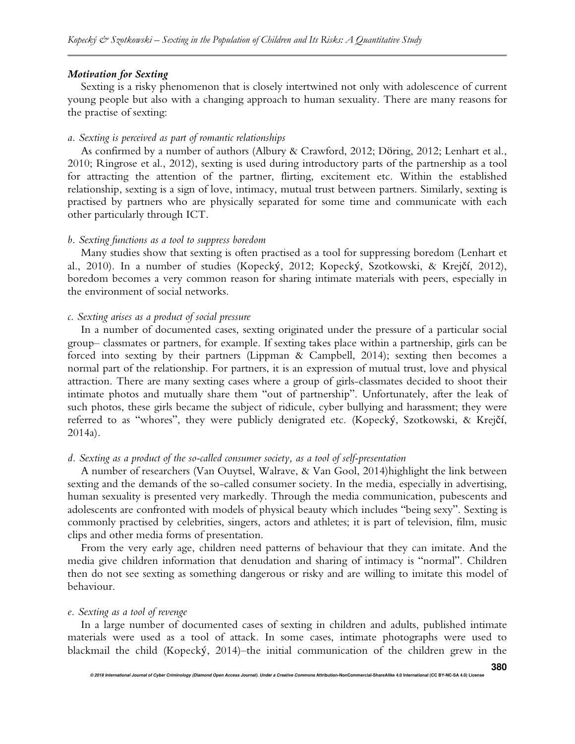### *Motivation for Sexting*

Sexting is a risky phenomenon that is closely intertwined not only with adolescence of current young people but also with a changing approach to human sexuality. There are many reasons for the practise of sexting:

*a. Sexting is perceived as part of romantic relationships*

As confirmed by a number of authors (Albury & Crawford, 2012; Döring, 2012; Lenhart et al., 2010; Ringrose et al., 2012), sexting is used during introductory parts of the partnership as a tool for attracting the attention of the partner, flirting, excitement etc. Within the established relationship, sexting is a sign of love, intimacy, mutual trust between partners. Similarly, sexting is practised by partners who are physically separated for some time and communicate with each other particularly through ICT.

*b. Sexting functions as a tool to suppress boredom*

Many studies show that sexting is often practised as a tool for suppressing boredom (Lenhart et al., 2010). In a number of studies (Kopecký, 2012; Kopecký, Szotkowski, & Krejčí, 2012), boredom becomes a very common reason for sharing intimate materials with peers, especially in the environment of social networks.

*c. Sexting arises as a product of social pressure*

In a number of documented cases, sexting originated under the pressure of a particular social group– classmates or partners, for example. If sexting takes place within a partnership, girls can be forced into sexting by their partners (Lippman & Campbell, 2014); sexting then becomes a normal part of the relationship. For partners, it is an expression of mutual trust, love and physical attraction. There are many sexting cases where a group of girls-classmates decided to shoot their intimate photos and mutually share them "out of partnership". Unfortunately, after the leak of such photos, these girls became the subject of ridicule, cyber bullying and harassment; they were referred to as "whores", they were publicly denigrated etc. (Kopecký, Szotkowski, & Krejčí, 2014a).

*d. Sexting as a product of the so-called consumer society, as a tool of self-presentation*

A number of researchers (Van Ouytsel, Walrave, & Van Gool, 2014)highlight the link between sexting and the demands of the so-called consumer society. In the media, especially in advertising, human sexuality is presented very markedly. Through the media communication, pubescents and adolescents are confronted with models of physical beauty which includes "being sexy". Sexting is commonly practised by celebrities, singers, actors and athletes; it is part of television, film, music clips and other media forms of presentation.

From the very early age, children need patterns of behaviour that they can imitate. And the media give children information that denudation and sharing of intimacy is "normal". Children then do not see sexting as something dangerous or risky and are willing to imitate this model of behaviour.

*e. Sexting as a tool of revenge*

In a large number of documented cases of sexting in children and adults, published intimate materials were used as a tool of attack. In some cases, intimate photographs were used to blackmail the child (Kopecký, 2014)–the initial communication of the children grew in the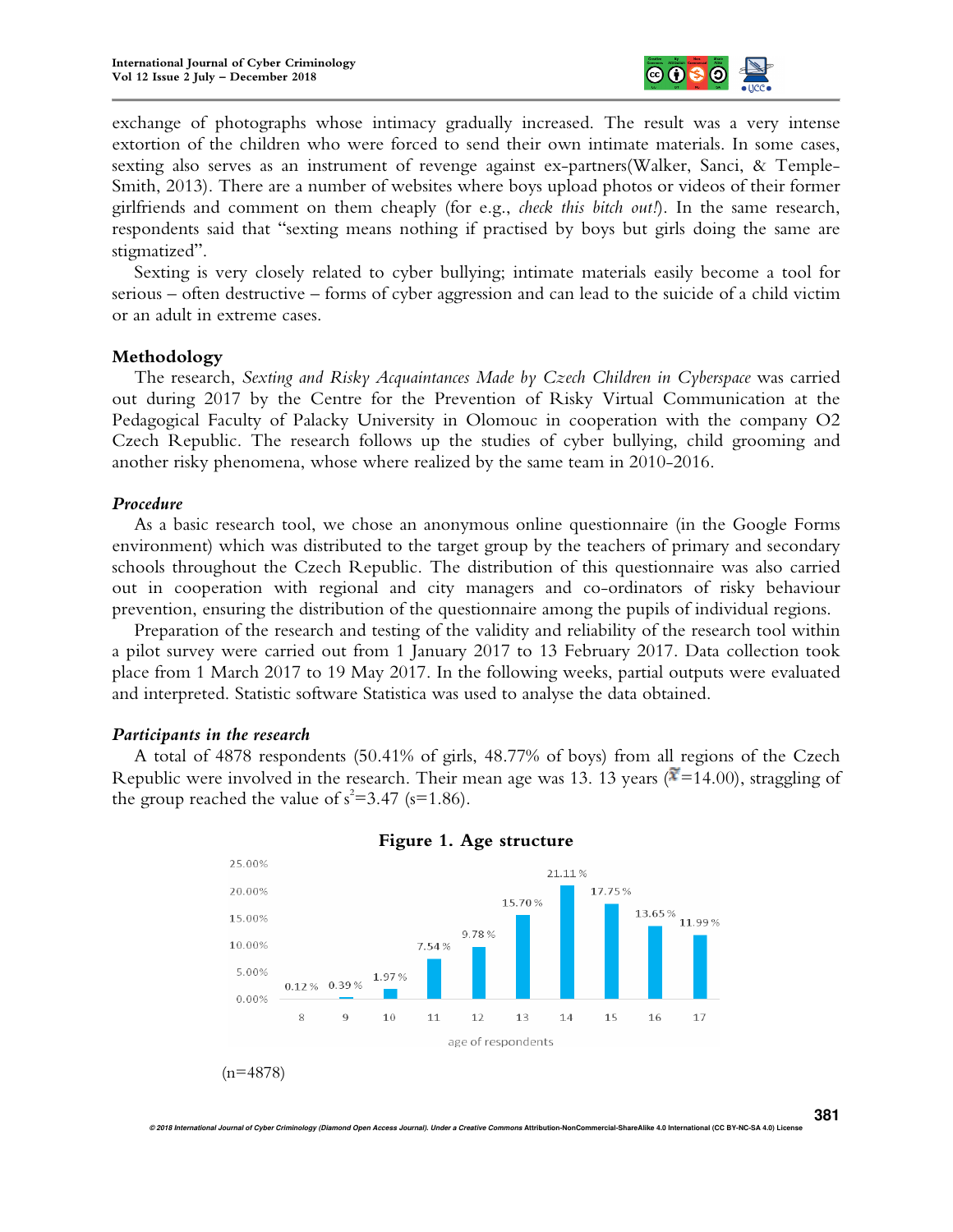exchange of photographs whose intimacy gradually increased. The result was a very intense extortion of the children who were forced to send their own intimate materials. In some cases, sexting also serves as an instrument of revenge against ex-partners(Walker, Sanci, & Temple-Smith, 2013). There are a number of websites where boys upload photos or videos of their former girlfriends and comment on them cheaply (for e.g., *check this bitch out!*). In the same research, respondents said that "sexting means nothing if practised by boys but girls doing the same are stigmatized".

Sexting is very closely related to cyber bullying; intimate materials easily become a tool for serious – often destructive – forms of cyber aggression and can lead to the suicide of a child victim or an adult in extreme cases.

## Methodology

The research, *Sexting and Risky Acquaintances Made by Czech Children in Cyberspace* was carried out during 2017 by the Centre for the Prevention of Risky Virtual Communication at the Pedagogical Faculty of Palacky University in Olomouc in cooperation with the company O2 Czech Republic. The research follows up the studies of cyber bullying, child grooming and another risky phenomena, whose where realized by the same team in 2010-2016.

### *Procedure*

As a basic research tool, we chose an anonymous online questionnaire (in the Google Forms environment) which was distributed to the target group by the teachers of primary and secondary schools throughout the Czech Republic. The distribution of this questionnaire was also carried out in cooperation with regional and city managers and co-ordinators of risky behaviour prevention, ensuring the distribution of the questionnaire among the pupils of individual regions.

Preparation of the research and testing of the validity and reliability of the research tool within a pilot survey were carried out from 1 January 2017 to 13 February 2017. Data collection took place from 1 March 2017 to 19 May 2017. In the following weeks, partial outputs were evaluated and interpreted. Statistic software Statistica was used to analyse the data obtained.

### *Participants in the research*

A total of 4878 respondents (50.41% of girls, 48.77% of boys) from all regions of the Czech Republic were involved in the research. Their mean age was 13. 13 years ($\tilde{x}$=14.00), straggling of the group reached the value of $s^2$=3.47 (s=1.86).

**Figure 1. Age structure**

| age of respondents | 8 | 9 | 10 | 11 | 12 | 13 | 14 | 15 | 16 | 17 |
|---|---|---|---|---|---|---|---|---|---|---|
| % | 0.12 % | 0.39 % | 1.97 % | 7.54 % | 9.78 % | 15.70 % | 21.11 % | 17.75 % | 13.65 % | 11.99 % |

(n=4878)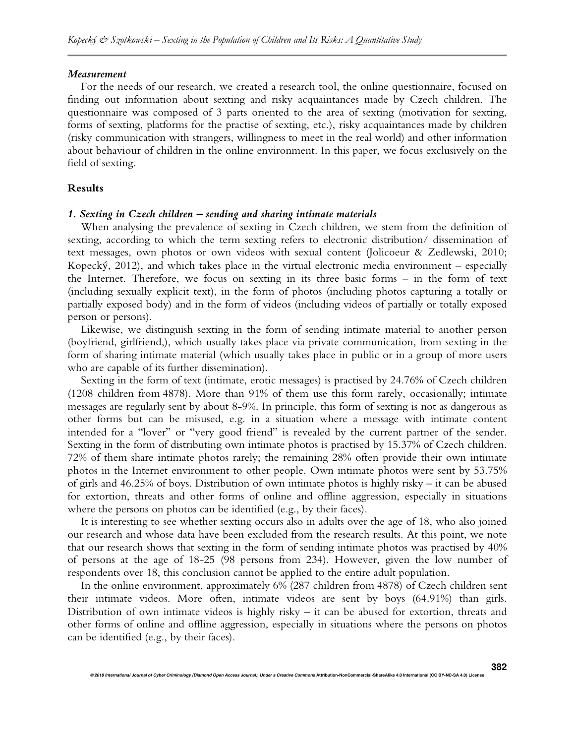### *Measurement*

For the needs of our research, we created a research tool, the online questionnaire, focused on finding out information about sexting and risky acquaintances made by Czech children. The questionnaire was composed of 3 parts oriented to the area of sexting (motivation for sexting, forms of sexting, platforms for the practise of sexting, etc.), risky acquaintances made by children (risky communication with strangers, willingness to meet in the real world) and other information about behaviour of children in the online environment. In this paper, we focus exclusively on the field of sexting.

## Results

### *1. Sexting in Czech children – sending and sharing intimate materials*

When analysing the prevalence of sexting in Czech children, we stem from the definition of sexting, according to which the term sexting refers to electronic distribution/ dissemination of text messages, own photos or own videos with sexual content (Jolicoeur & Zedlewski, 2010; Kopecký, 2012), and which takes place in the virtual electronic media environment – especially the Internet. Therefore, we focus on sexting in its three basic forms – in the form of text (including sexually explicit text), in the form of photos (including photos capturing a totally or partially exposed body) and in the form of videos (including videos of partially or totally exposed person or persons).

Likewise, we distinguish sexting in the form of sending intimate material to another person (boyfriend, girlfriend,), which usually takes place via private communication, from sexting in the form of sharing intimate material (which usually takes place in public or in a group of more users who are capable of its further dissemination).

Sexting in the form of text (intimate, erotic messages) is practised by 24.76% of Czech children (1208 children from 4878). More than 91% of them use this form rarely, occasionally; intimate messages are regularly sent by about 8-9%. In principle, this form of sexting is not as dangerous as other forms but can be misused, e.g. in a situation where a message with intimate content intended for a "lover" or "very good friend" is revealed by the current partner of the sender. Sexting in the form of distributing own intimate photos is practised by 15.37% of Czech children. 72% of them share intimate photos rarely; the remaining 28% often provide their own intimate photos in the Internet environment to other people. Own intimate photos were sent by 53.75% of girls and 46.25% of boys. Distribution of own intimate photos is highly risky – it can be abused for extortion, threats and other forms of online and offline aggression, especially in situations where the persons on photos can be identified (e.g., by their faces).

It is interesting to see whether sexting occurs also in adults over the age of 18, who also joined our research and whose data have been excluded from the research results. At this point, we note that our research shows that sexting in the form of sending intimate photos was practised by 40% of persons at the age of 18-25 (98 persons from 234). However, given the low number of respondents over 18, this conclusion cannot be applied to the entire adult population.

In the online environment, approximately 6% (287 children from 4878) of Czech children sent their intimate videos. More often, intimate videos are sent by boys (64.91%) than girls. Distribution of own intimate videos is highly risky – it can be abused for extortion, threats and other forms of online and offline aggression, especially in situations where the persons on photos can be identified (e.g., by their faces).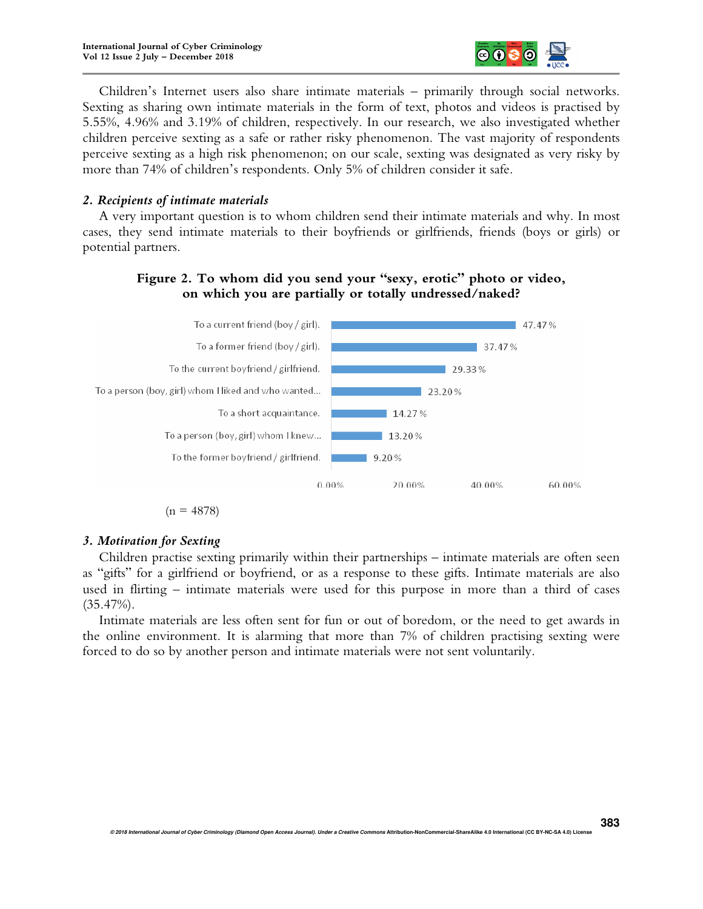Children's Internet users also share intimate materials – primarily through social networks. Sexting as sharing own intimate materials in the form of text, photos and videos is practised by 5.55%, 4.96% and 3.19% of children, respectively. In our research, we also investigated whether children perceive sexting as a safe or rather risky phenomenon. The vast majority of respondents perceive sexting as a high risk phenomenon; on our scale, sexting was designated as very risky by more than 74% of children's respondents. Only 5% of children consider it safe.

### *2. Recipients of intimate materials*

A very important question is to whom children send their intimate materials and why. In most cases, they send intimate materials to their boyfriends or girlfriends, friends (boys or girls) or potential partners.

**Figure 2. To whom did you send your "sexy, erotic" photo or video, on which you are partially or totally undressed/naked?**

| Recipient | % |
|---|---|
| To a current friend (boy / girl). | 47.47 % |
| To a former friend (boy / girl). | 37.47 % |
| To the current boyfriend / girlfriend. | 29.33 % |
| To a person (boy, girl) whom I liked and who wanted... | 23.20 % |
| To a short acquaintance. | 14.27 % |
| To a person (boy, girl) whom I knew... | 13.20 % |
| To the former boyfriend / girlfriend. | 9.20 % |

(n = 4878)

### *3. Motivation for Sexting*

Children practise sexting primarily within their partnerships – intimate materials are often seen as "gifts" for a girlfriend or boyfriend, or as a response to these gifts. Intimate materials are also used in flirting – intimate materials were used for this purpose in more than a third of cases (35.47%).

Intimate materials are less often sent for fun or out of boredom, or the need to get awards in the online environment. It is alarming that more than 7% of children practising sexting were forced to do so by another person and intimate materials were not sent voluntarily.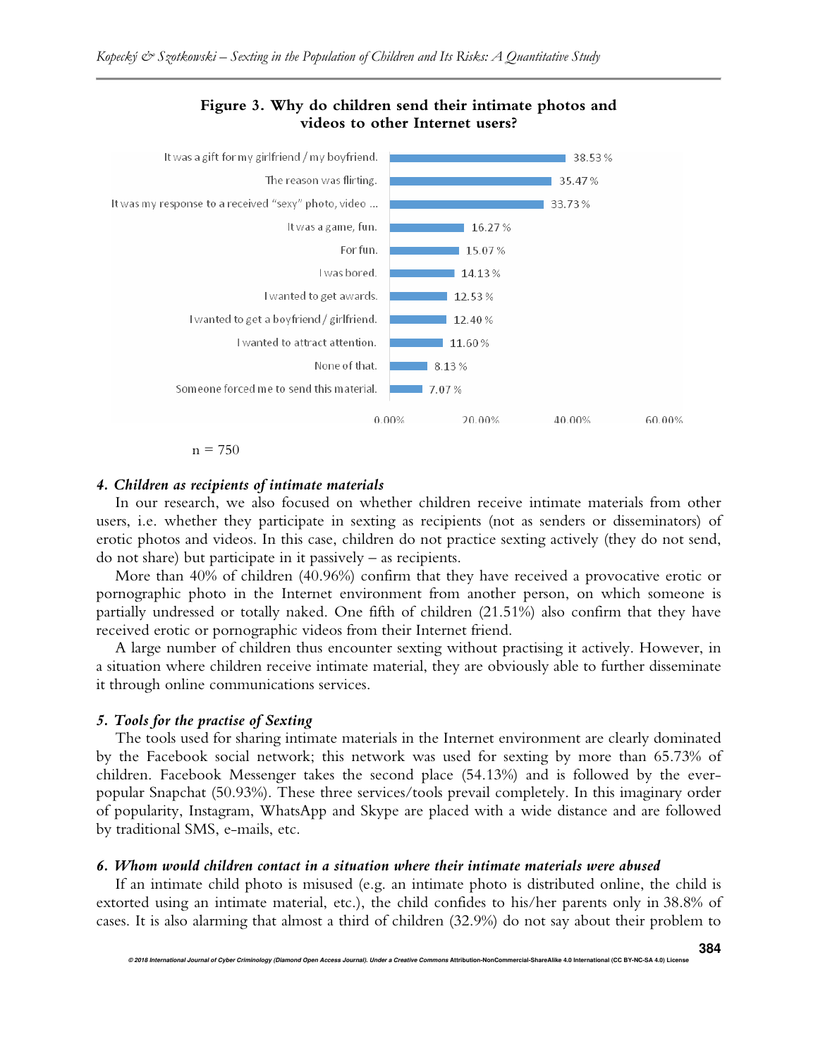**Figure 3. Why do children send their intimate photos and videos to other Internet users?**

| Reason | % |
| --- | --- |
| It was a gift for my girlfriend / my boyfriend. | 38.53 % |
| The reason was flirting. | 35.47 % |
| It was my response to a received "sexy" photo, video ... | 33.73 % |
| It was a game, fun. | 16.27 % |
| For fun. | 15.07 % |
| I was bored. | 14.13 % |
| I wanted to get awards. | 12.53 % |
| I wanted to get a boyfriend / girlfriend. | 12.40 % |
| I wanted to attract attention. | 11.60 % |
| None of that. | 8.13 % |
| Someone forced me to send this material. | 7.07 % |

n = 750

#### *4. Children as recipients of intimate materials*

In our research, we also focused on whether children receive intimate materials from other users, i.e. whether they participate in sexting as recipients (not as senders or disseminators) of erotic photos and videos. In this case, children do not practice sexting actively (they do not send, do not share) but participate in it passively – as recipients.

More than 40% of children (40.96%) confirm that they have received a provocative erotic or pornographic photo in the Internet environment from another person, on which someone is partially undressed or totally naked. One fifth of children (21.51%) also confirm that they have received erotic or pornographic videos from their Internet friend.

A large number of children thus encounter sexting without practising it actively. However, in a situation where children receive intimate material, they are obviously able to further disseminate it through online communications services.

#### *5. Tools for the practise of Sexting*

The tools used for sharing intimate materials in the Internet environment are clearly dominated by the Facebook social network; this network was used for sexting by more than 65.73% of children. Facebook Messenger takes the second place (54.13%) and is followed by the ever-popular Snapchat (50.93%). These three services/tools prevail completely. In this imaginary order of popularity, Instagram, WhatsApp and Skype are placed with a wide distance and are followed by traditional SMS, e-mails, etc.

#### *6. Whom would children contact in a situation where their intimate materials were abused*

If an intimate child photo is misused (e.g. an intimate photo is distributed online, the child is extorted using an intimate material, etc.), the child confides to his/her parents only in 38.8% of cases. It is also alarming that almost a third of children (32.9%) do not say about their problem to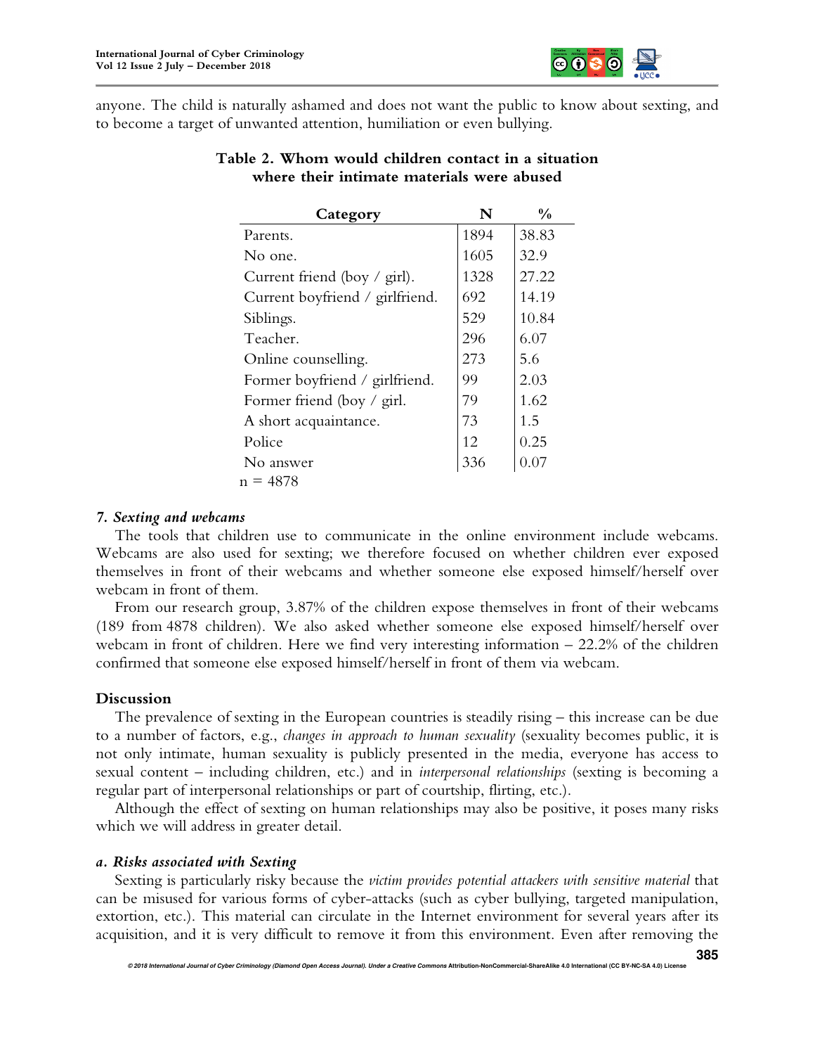anyone. The child is naturally ashamed and does not want the public to know about sexting, and to become a target of unwanted attention, humiliation or even bullying.

**Table 2. Whom would children contact in a situation where their intimate materials were abused**

| Category | N | % |
|---|---|---|
| Parents. | 1894 | 38.83 |
| No one. | 1605 | 32.9 |
| Current friend (boy / girl). | 1328 | 27.22 |
| Current boyfriend / girlfriend. | 692 | 14.19 |
| Siblings. | 529 | 10.84 |
| Teacher. | 296 | 6.07 |
| Online counselling. | 273 | 5.6 |
| Former boyfriend / girlfriend. | 99 | 2.03 |
| Former friend (boy / girl. | 79 | 1.62 |
| A short acquaintance. | 73 | 1.5 |
| Police | 12 | 0.25 |
| No answer | 336 | 0.07 |

n = 4878

### 7. *Sexting and webcams*

The tools that children use to communicate in the online environment include webcams. Webcams are also used for sexting; we therefore focused on whether children ever exposed themselves in front of their webcams and whether someone else exposed himself/herself over webcam in front of them.

From our research group, 3.87% of the children expose themselves in front of their webcams (189 from 4878 children). We also asked whether someone else exposed himself/herself over webcam in front of children. Here we find very interesting information – 22.2% of the children confirmed that someone else exposed himself/herself in front of them via webcam.

## Discussion

The prevalence of sexting in the European countries is steadily rising – this increase can be due to a number of factors, e.g., *changes in approach to human sexuality* (sexuality becomes public, it is not only intimate, human sexuality is publicly presented in the media, everyone has access to sexual content – including children, etc.) and in *interpersonal relationships* (sexting is becoming a regular part of interpersonal relationships or part of courtship, flirting, etc.).

Although the effect of sexting on human relationships may also be positive, it poses many risks which we will address in greater detail.

### a. *Risks associated with Sexting*

Sexting is particularly risky because the *victim provides potential attackers with sensitive material* that can be misused for various forms of cyber-attacks (such as cyber bullying, targeted manipulation, extortion, etc.). This material can circulate in the Internet environment for several years after its acquisition, and it is very difficult to remove it from this environment. Even after removing the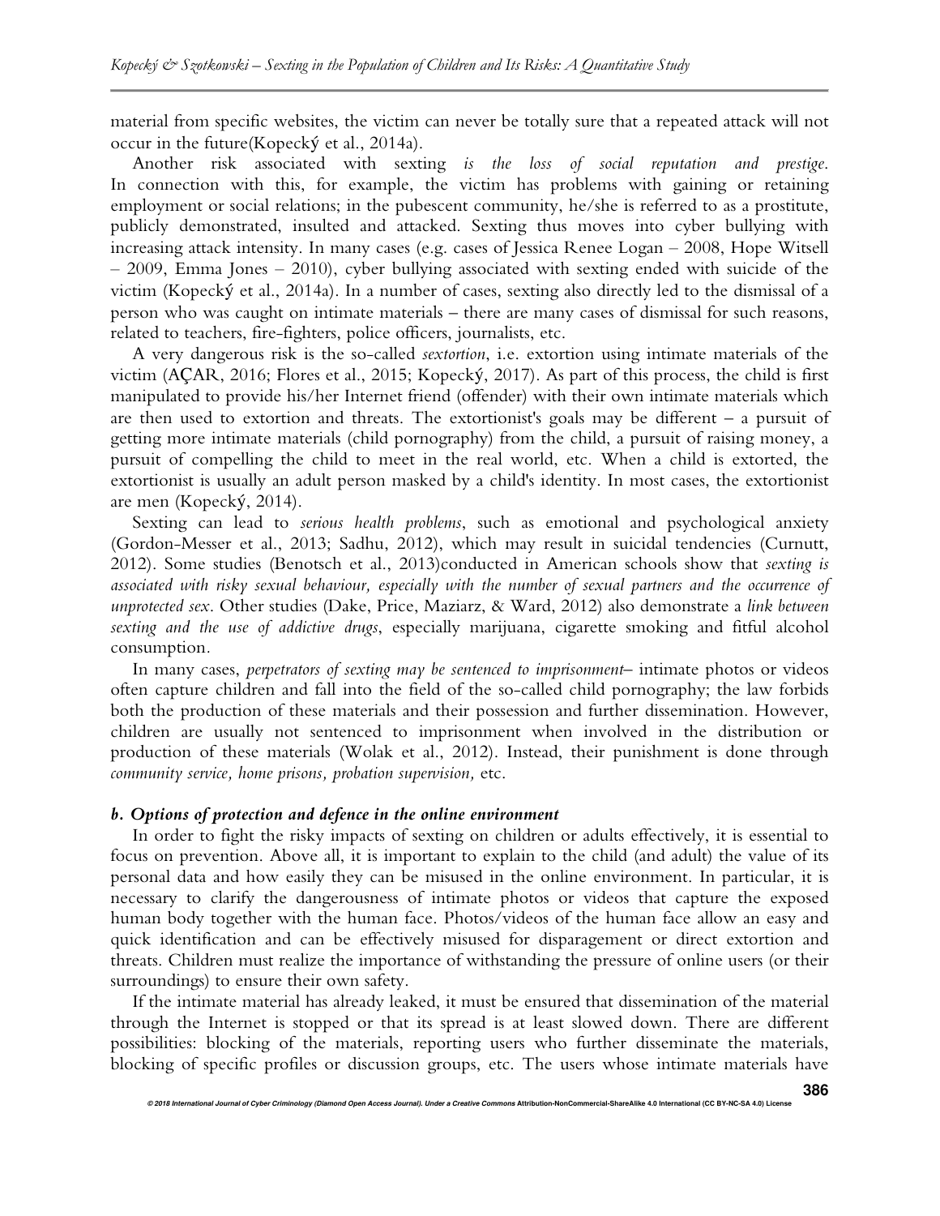material from specific websites, the victim can never be totally sure that a repeated attack will not occur in the future(Kopecký et al., 2014a).

Another risk associated with sexting *is the loss of social reputation and prestige*. In connection with this, for example, the victim has problems with gaining or retaining employment or social relations; in the pubescent community, he/she is referred to as a prostitute, publicly demonstrated, insulted and attacked. Sexting thus moves into cyber bullying with increasing attack intensity. In many cases (e.g. cases of Jessica Renee Logan – 2008, Hope Witsell – 2009, Emma Jones – 2010), cyber bullying associated with sexting ended with suicide of the victim (Kopecký et al., 2014a). In a number of cases, sexting also directly led to the dismissal of a person who was caught on intimate materials – there are many cases of dismissal for such reasons, related to teachers, fire-fighters, police officers, journalists, etc.

A very dangerous risk is the so-called *sextortion*, i.e. extortion using intimate materials of the victim (AÇAR, 2016; Flores et al., 2015; Kopecký, 2017). As part of this process, the child is first manipulated to provide his/her Internet friend (offender) with their own intimate materials which are then used to extortion and threats. The extortionist's goals may be different – a pursuit of getting more intimate materials (child pornography) from the child, a pursuit of raising money, a pursuit of compelling the child to meet in the real world, etc. When a child is extorted, the extortionist is usually an adult person masked by a child's identity. In most cases, the extortionist are men (Kopecký, 2014).

Sexting can lead to *serious health problems*, such as emotional and psychological anxiety (Gordon-Messer et al., 2013; Sadhu, 2012), which may result in suicidal tendencies (Curnutt, 2012). Some studies (Benotsch et al., 2013)conducted in American schools show that *sexting is associated with risky sexual behaviour, especially with the number of sexual partners and the occurrence of unprotected sex*. Other studies (Dake, Price, Maziarz, & Ward, 2012) also demonstrate a *link between sexting and the use of addictive drugs*, especially marijuana, cigarette smoking and fitful alcohol consumption.

In many cases, *perpetrators of sexting may be sentenced to imprisonment*– intimate photos or videos often capture children and fall into the field of the so-called child pornography; the law forbids both the production of these materials and their possession and further dissemination. However, children are usually not sentenced to imprisonment when involved in the distribution or production of these materials (Wolak et al., 2012). Instead, their punishment is done through *community service, home prisons, probation supervision,* etc.

### *b. Options of protection and defence in the online environment*

In order to fight the risky impacts of sexting on children or adults effectively, it is essential to focus on prevention. Above all, it is important to explain to the child (and adult) the value of its personal data and how easily they can be misused in the online environment. In particular, it is necessary to clarify the dangerousness of intimate photos or videos that capture the exposed human body together with the human face. Photos/videos of the human face allow an easy and quick identification and can be effectively misused for disparagement or direct extortion and threats. Children must realize the importance of withstanding the pressure of online users (or their surroundings) to ensure their own safety.

If the intimate material has already leaked, it must be ensured that dissemination of the material through the Internet is stopped or that its spread is at least slowed down. There are different possibilities: blocking of the materials, reporting users who further disseminate the materials, blocking of specific profiles or discussion groups, etc. The users whose intimate materials have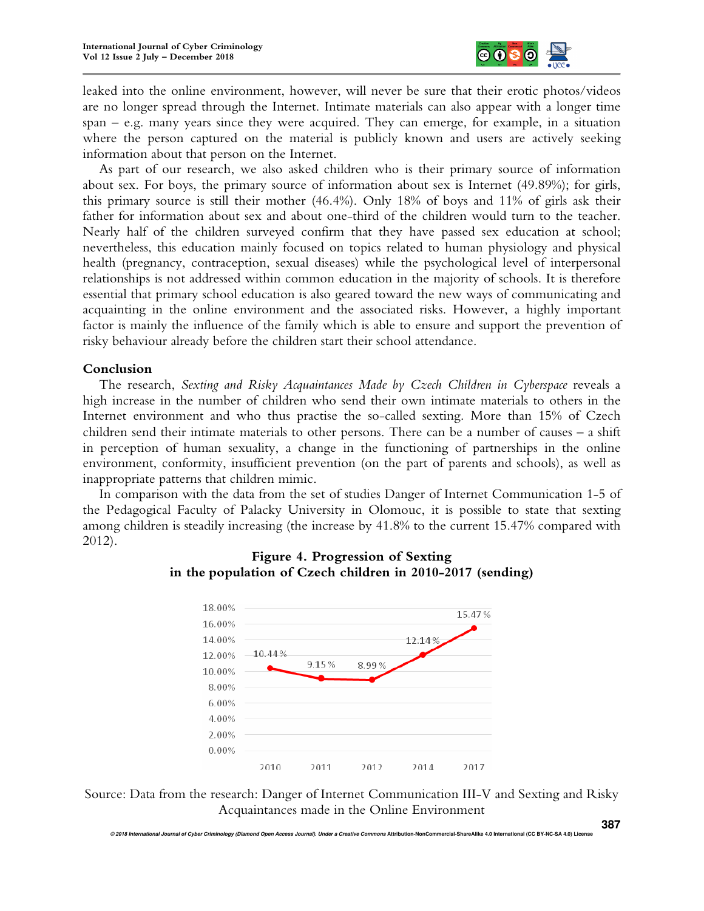leaked into the online environment, however, will never be sure that their erotic photos/videos are no longer spread through the Internet. Intimate materials can also appear with a longer time span – e.g. many years since they were acquired. They can emerge, for example, in a situation where the person captured on the material is publicly known and users are actively seeking information about that person on the Internet.

As part of our research, we also asked children who is their primary source of information about sex. For boys, the primary source of information about sex is Internet (49.89%); for girls, this primary source is still their mother (46.4%). Only 18% of boys and 11% of girls ask their father for information about sex and about one-third of the children would turn to the teacher. Nearly half of the children surveyed confirm that they have passed sex education at school; nevertheless, this education mainly focused on topics related to human physiology and physical health (pregnancy, contraception, sexual diseases) while the psychological level of interpersonal relationships is not addressed within common education in the majority of schools. It is therefore essential that primary school education is also geared toward the new ways of communicating and acquainting in the online environment and the associated risks. However, a highly important factor is mainly the influence of the family which is able to ensure and support the prevention of risky behaviour already before the children start their school attendance.

## Conclusion

The research, *Sexting and Risky Acquaintances Made by Czech Children in Cyberspace* reveals a high increase in the number of children who send their own intimate materials to others in the Internet environment and who thus practise the so-called sexting. More than 15% of Czech children send their intimate materials to other persons. There can be a number of causes – a shift in perception of human sexuality, a change in the functioning of partnerships in the online environment, conformity, insufficient prevention (on the part of parents and schools), as well as inappropriate patterns that children mimic.

In comparison with the data from the set of studies Danger of Internet Communication 1-5 of the Pedagogical Faculty of Palacky University in Olomouc, it is possible to state that sexting among children is steadily increasing (the increase by 41.8% to the current 15.47% compared with 2012).

**Figure 4. Progression of Sexting in the population of Czech children in 2010-2017 (sending)**

| Year | Sending |
|---|---|
| 2010 | 10.44 % |
| 2011 | 9.15 % |
| 2012 | 8.99 % |
| 2014 | 12.14 % |
| 2017 | 15.47 % |

Source: Data from the research: Danger of Internet Communication III-V and Sexting and Risky Acquaintances made in the Online Environment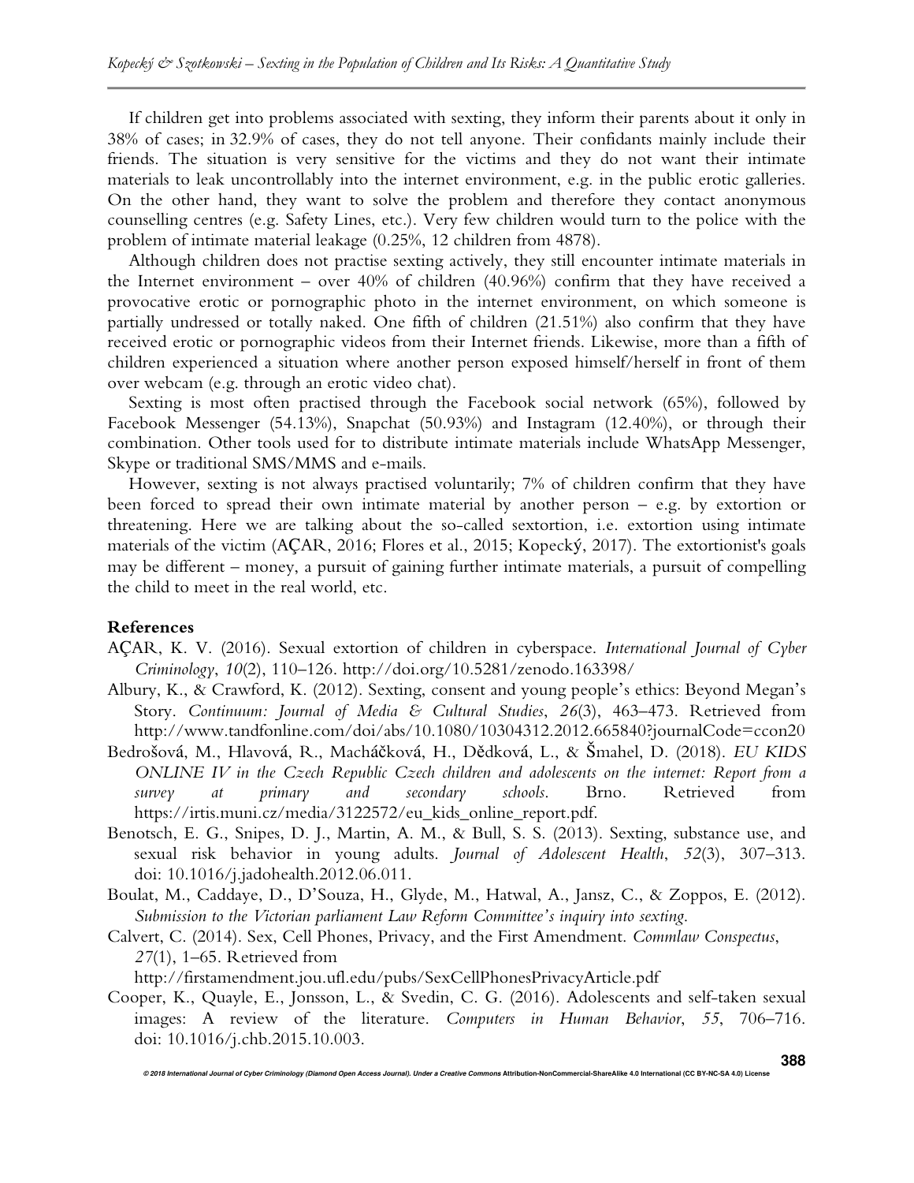If children get into problems associated with sexting, they inform their parents about it only in 38% of cases; in 32.9% of cases, they do not tell anyone. Their confidants mainly include their friends. The situation is very sensitive for the victims and they do not want their intimate materials to leak uncontrollably into the internet environment, e.g. in the public erotic galleries. On the other hand, they want to solve the problem and therefore they contact anonymous counselling centres (e.g. Safety Lines, etc.). Very few children would turn to the police with the problem of intimate material leakage (0.25%, 12 children from 4878).

Although children does not practise sexting actively, they still encounter intimate materials in the Internet environment – over 40% of children (40.96%) confirm that they have received a provocative erotic or pornographic photo in the internet environment, on which someone is partially undressed or totally naked. One fifth of children (21.51%) also confirm that they have received erotic or pornographic videos from their Internet friends. Likewise, more than a fifth of children experienced a situation where another person exposed himself/herself in front of them over webcam (e.g. through an erotic video chat).

Sexting is most often practised through the Facebook social network (65%), followed by Facebook Messenger (54.13%), Snapchat (50.93%) and Instagram (12.40%), or through their combination. Other tools used for to distribute intimate materials include WhatsApp Messenger, Skype or traditional SMS/MMS and e-mails.

However, sexting is not always practised voluntarily; 7% of children confirm that they have been forced to spread their own intimate material by another person – e.g. by extortion or threatening. Here we are talking about the so-called sextortion, i.e. extortion using intimate materials of the victim (AÇAR, 2016; Flores et al., 2015; Kopecký, 2017). The extortionist's goals may be different – money, a pursuit of gaining further intimate materials, a pursuit of compelling the child to meet in the real world, etc.

## References

AÇAR, K. V. (2016). Sexual extortion of children in cyberspace. *International Journal of Cyber Criminology*, *10*(2), 110–126. http://doi.org/10.5281/zenodo.163398/

Albury, K., & Crawford, K. (2012). Sexting, consent and young people's ethics: Beyond Megan's Story. *Continuum: Journal of Media & Cultural Studies*, *26*(3), 463–473. Retrieved from http://www.tandfonline.com/doi/abs/10.1080/10304312.2012.665840?journalCode=ccon20

Bedrošová, M., Hlavová, R., Macháčková, H., Dědková, L., & Šmahel, D. (2018). *EU KIDS ONLINE IV in the Czech Republic Czech children and adolescents on the internet: Report from a survey at primary and secondary schools*. Brno. Retrieved from https://irtis.muni.cz/media/3122572/eu_kids_online_report.pdf.

Benotsch, E. G., Snipes, D. J., Martin, A. M., & Bull, S. S. (2013). Sexting, substance use, and sexual risk behavior in young adults. *Journal of Adolescent Health*, *52*(3), 307–313. doi: 10.1016/j.jadohealth.2012.06.011.

Boulat, M., Caddaye, D., D'Souza, H., Glyde, M., Hatwal, A., Jansz, C., & Zoppos, E. (2012). *Submission to the Victorian parliament Law Reform Committee's inquiry into sexting*.

Calvert, C. (2014). Sex, Cell Phones, Privacy, and the First Amendment. *Commlaw Conspectus*, *27*(1), 1–65. Retrieved from http://firstamendment.jou.ufl.edu/pubs/SexCellPhonesPrivacyArticle.pdf

Cooper, K., Quayle, E., Jonsson, L., & Svedin, C. G. (2016). Adolescents and self-taken sexual images: A review of the literature. *Computers in Human Behavior*, *55*, 706–716. doi: 10.1016/j.chb.2015.10.003.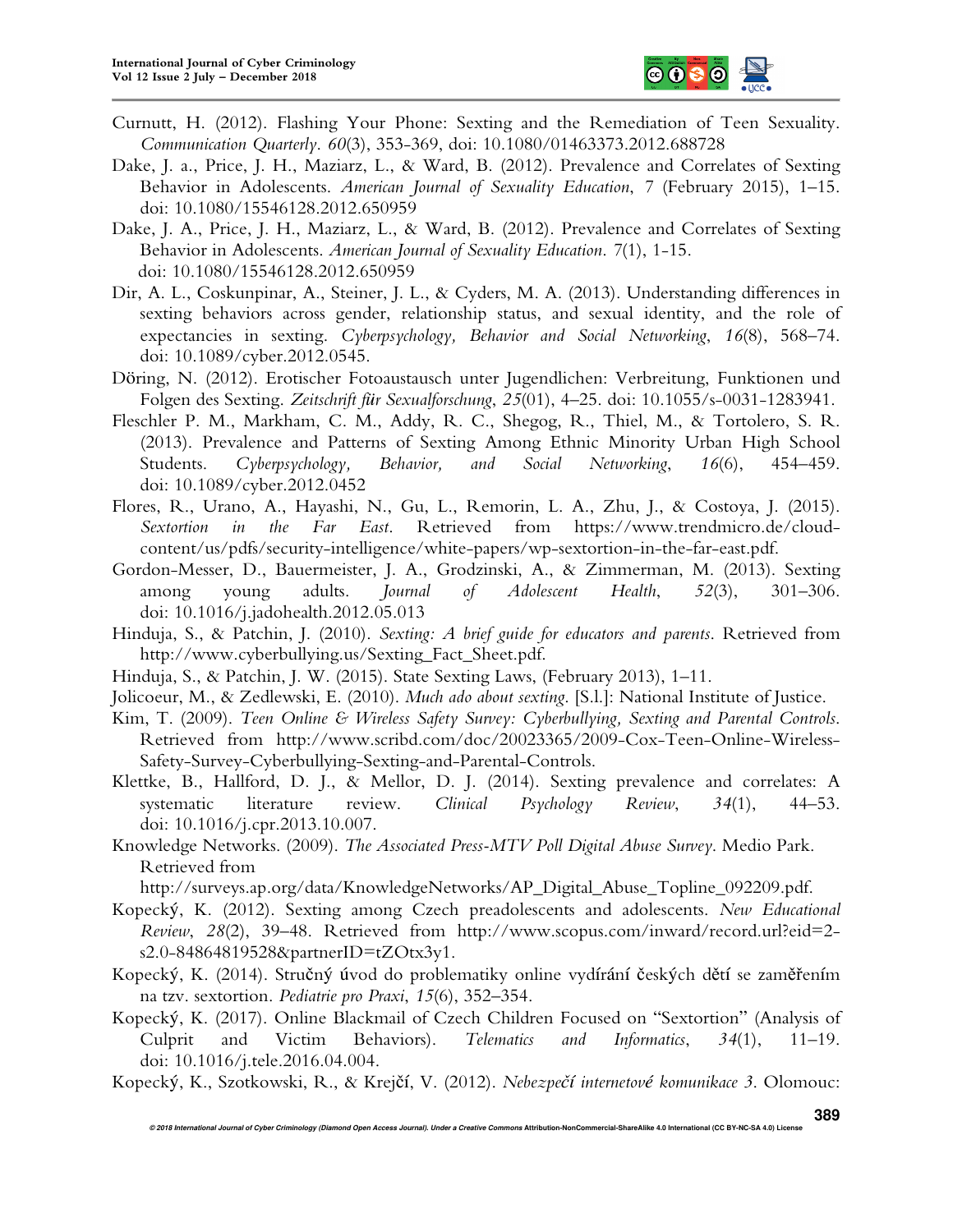Curnutt, H. (2012). Flashing Your Phone: Sexting and the Remediation of Teen Sexuality. *Communication Quarterly*. *60*(3), 353-369, doi: 10.1080/01463373.2012.688728

Dake, J. a., Price, J. H., Maziarz, L., & Ward, B. (2012). Prevalence and Correlates of Sexting Behavior in Adolescents. *American Journal of Sexuality Education*, 7 (February 2015), 1–15. doi: 10.1080/15546128.2012.650959

Dake, J. A., Price, J. H., Maziarz, L., & Ward, B. (2012). Prevalence and Correlates of Sexting Behavior in Adolescents. *American Journal of Sexuality Education*. 7(1), 1-15. doi: 10.1080/15546128.2012.650959

Dir, A. L., Coskunpinar, A., Steiner, J. L., & Cyders, M. A. (2013). Understanding differences in sexting behaviors across gender, relationship status, and sexual identity, and the role of expectancies in sexting. *Cyberpsychology, Behavior and Social Networking*, *16*(8), 568–74. doi: 10.1089/cyber.2012.0545.

Döring, N. (2012). Erotischer Fotoaustausch unter Jugendlichen: Verbreitung, Funktionen und Folgen des Sexting. *Zeitschrift für Sexualforschung*, *25*(01), 4–25. doi: 10.1055/s-0031-1283941.

Fleschler P. M., Markham, C. M., Addy, R. C., Shegog, R., Thiel, M., & Tortolero, S. R. (2013). Prevalence and Patterns of Sexting Among Ethnic Minority Urban High School Students. *Cyberpsychology, Behavior, and Social Networking*, *16*(6), 454–459. doi: 10.1089/cyber.2012.0452

Flores, R., Urano, A., Hayashi, N., Gu, L., Remorin, L. A., Zhu, J., & Costoya, J. (2015). *Sextortion in the Far East*. Retrieved from https://www.trendmicro.de/cloud-content/us/pdfs/security-intelligence/white-papers/wp-sextortion-in-the-far-east.pdf.

Gordon-Messer, D., Bauermeister, J. A., Grodzinski, A., & Zimmerman, M. (2013). Sexting among young adults. *Journal of Adolescent Health*, *52*(3), 301–306. doi: 10.1016/j.jadohealth.2012.05.013

Hinduja, S., & Patchin, J. (2010). *Sexting: A brief guide for educators and parents*. Retrieved from http://www.cyberbullying.us/Sexting_Fact_Sheet.pdf.

Hinduja, S., & Patchin, J. W. (2015). State Sexting Laws, (February 2013), 1–11.

Jolicoeur, M., & Zedlewski, E. (2010). *Much ado about sexting*. [S.l.]: National Institute of Justice.

Kim, T. (2009). *Teen Online & Wireless Safety Survey: Cyberbullying, Sexting and Parental Controls*. Retrieved from http://www.scribd.com/doc/20023365/2009-Cox-Teen-Online-Wireless-Safety-Survey-Cyberbullying-Sexting-and-Parental-Controls.

Klettke, B., Hallford, D. J., & Mellor, D. J. (2014). Sexting prevalence and correlates: A systematic literature review. *Clinical Psychology Review*, *34*(1), 44–53. doi: 10.1016/j.cpr.2013.10.007.

Knowledge Networks. (2009). *The Associated Press-MTV Poll Digital Abuse Survey*. Medio Park. Retrieved from http://surveys.ap.org/data/KnowledgeNetworks/AP_Digital_Abuse_Topline_092209.pdf.

Kopecký, K. (2012). Sexting among Czech preadolescents and adolescents. *New Educational Review*, *28*(2), 39–48. Retrieved from http://www.scopus.com/inward/record.url?eid=2-s2.0-84864819528&partnerID=tZOtx3y1.

Kopecký, K. (2014). Stručný úvod do problematiky online vydírání českých dětí se zaměřením na tzv. sextortion. *Pediatrie pro Praxi*, *15*(6), 352–354.

Kopecký, K. (2017). Online Blackmail of Czech Children Focused on "Sextortion" (Analysis of Culprit and Victim Behaviors). *Telematics and Informatics*, *34*(1), 11–19. doi: 10.1016/j.tele.2016.04.004.

Kopecký, K., Szotkowski, R., & Krejčí, V. (2012). *Nebezpečí internetové komunikace 3*. Olomouc: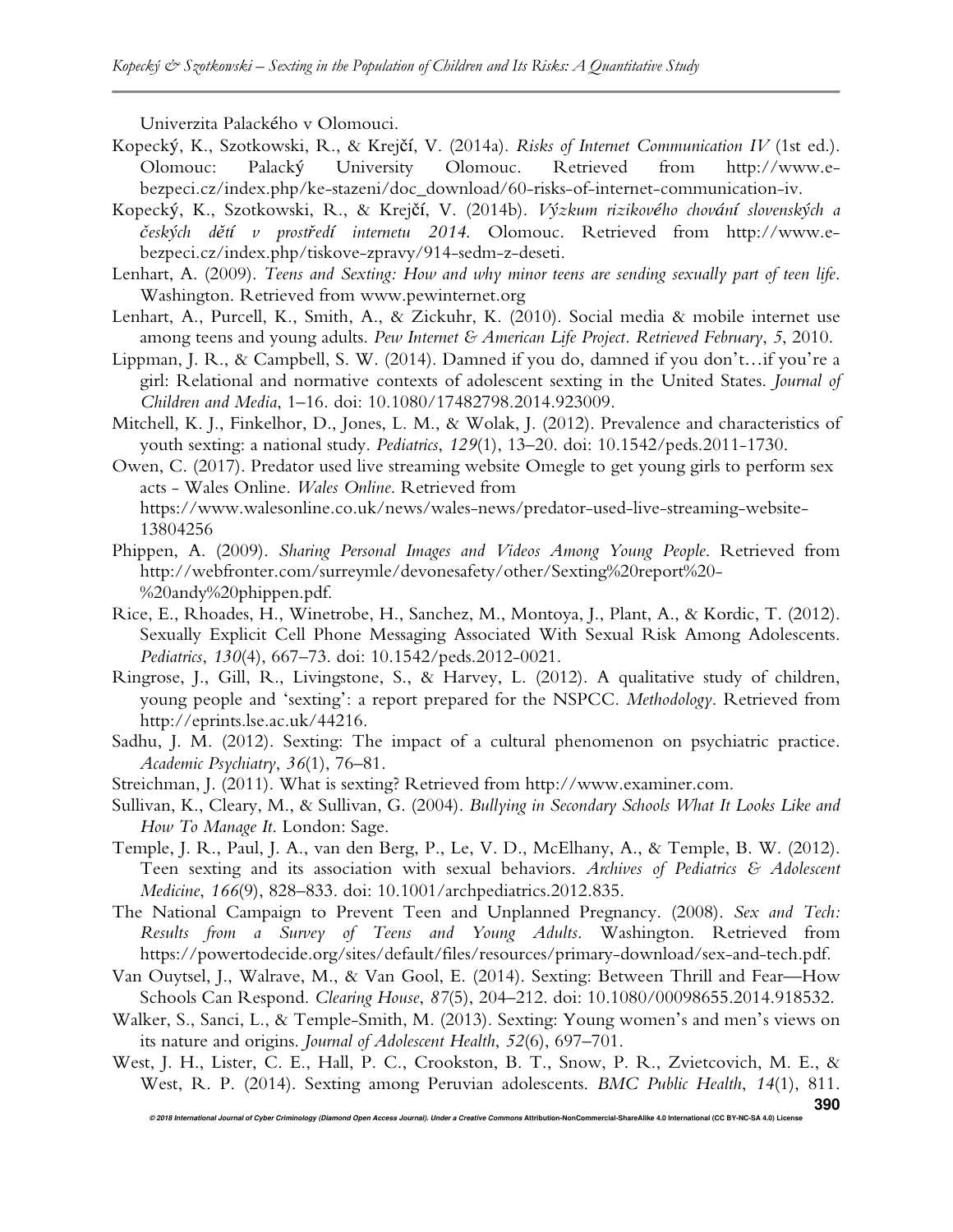Univerzita Palackého v Olomouci.

Kopecký, K., Szotkowski, R., & Krejčí, V. (2014a). *Risks of Internet Communication IV* (1st ed.). Olomouc: Palacký University Olomouc. Retrieved from http://www.e-bezpeci.cz/index.php/ke-stazeni/doc_download/60-risks-of-internet-communication-iv.

Kopecký, K., Szotkowski, R., & Krejčí, V. (2014b). *Výzkum rizikového chování slovenských a českých dětí v prostředí internetu 2014*. Olomouc. Retrieved from http://www.e-bezpeci.cz/index.php/tiskove-zpravy/914-sedm-z-deseti.

Lenhart, A. (2009). *Teens and Sexting: How and why minor teens are sending sexually part of teen life*. Washington. Retrieved from www.pewinternet.org

Lenhart, A., Purcell, K., Smith, A., & Zickuhr, K. (2010). Social media & mobile internet use among teens and young adults. *Pew Internet & American Life Project. Retrieved February*, *5*, 2010.

Lippman, J. R., & Campbell, S. W. (2014). Damned if you do, damned if you don't…if you're a girl: Relational and normative contexts of adolescent sexting in the United States. *Journal of Children and Media*, 1–16. doi: 10.1080/17482798.2014.923009.

Mitchell, K. J., Finkelhor, D., Jones, L. M., & Wolak, J. (2012). Prevalence and characteristics of youth sexting: a national study. *Pediatrics*, *129*(1), 13–20. doi: 10.1542/peds.2011-1730.

Owen, C. (2017). Predator used live streaming website Omegle to get young girls to perform sex acts - Wales Online. *Wales Online*. Retrieved from https://www.walesonline.co.uk/news/wales-news/predator-used-live-streaming-website-13804256

Phippen, A. (2009). *Sharing Personal Images and Videos Among Young People*. Retrieved from http://webfronter.com/surreymle/devonesafety/other/Sexting%20report%20-%20andy%20phippen.pdf.

Rice, E., Rhoades, H., Winetrobe, H., Sanchez, M., Montoya, J., Plant, A., & Kordic, T. (2012). Sexually Explicit Cell Phone Messaging Associated With Sexual Risk Among Adolescents. *Pediatrics*, *130*(4), 667–73. doi: 10.1542/peds.2012-0021.

Ringrose, J., Gill, R., Livingstone, S., & Harvey, L. (2012). A qualitative study of children, young people and 'sexting': a report prepared for the NSPCC. *Methodology*. Retrieved from http://eprints.lse.ac.uk/44216.

Sadhu, J. M. (2012). Sexting: The impact of a cultural phenomenon on psychiatric practice. *Academic Psychiatry*, *36*(1), 76–81.

Streichman, J. (2011). What is sexting? Retrieved from http://www.examiner.com.

Sullivan, K., Cleary, M., & Sullivan, G. (2004). *Bullying in Secondary Schools What It Looks Like and How To Manage It*. London: Sage.

Temple, J. R., Paul, J. A., van den Berg, P., Le, V. D., McElhany, A., & Temple, B. W. (2012). Teen sexting and its association with sexual behaviors. *Archives of Pediatrics & Adolescent Medicine*, *166*(9), 828–833. doi: 10.1001/archpediatrics.2012.835.

The National Campaign to Prevent Teen and Unplanned Pregnancy. (2008). *Sex and Tech: Results from a Survey of Teens and Young Adults*. Washington. Retrieved from https://powertodecide.org/sites/default/files/resources/primary-download/sex-and-tech.pdf.

Van Ouytsel, J., Walrave, M., & Van Gool, E. (2014). Sexting: Between Thrill and Fear—How Schools Can Respond. *Clearing House*, *87*(5), 204–212. doi: 10.1080/00098655.2014.918532.

Walker, S., Sanci, L., & Temple-Smith, M. (2013). Sexting: Young women's and men's views on its nature and origins. *Journal of Adolescent Health*, *52*(6), 697–701.

West, J. H., Lister, C. E., Hall, P. C., Crookston, B. T., Snow, P. R., Zvietcovich, M. E., & West, R. P. (2014). Sexting among Peruvian adolescents. *BMC Public Health*, *14*(1), 811.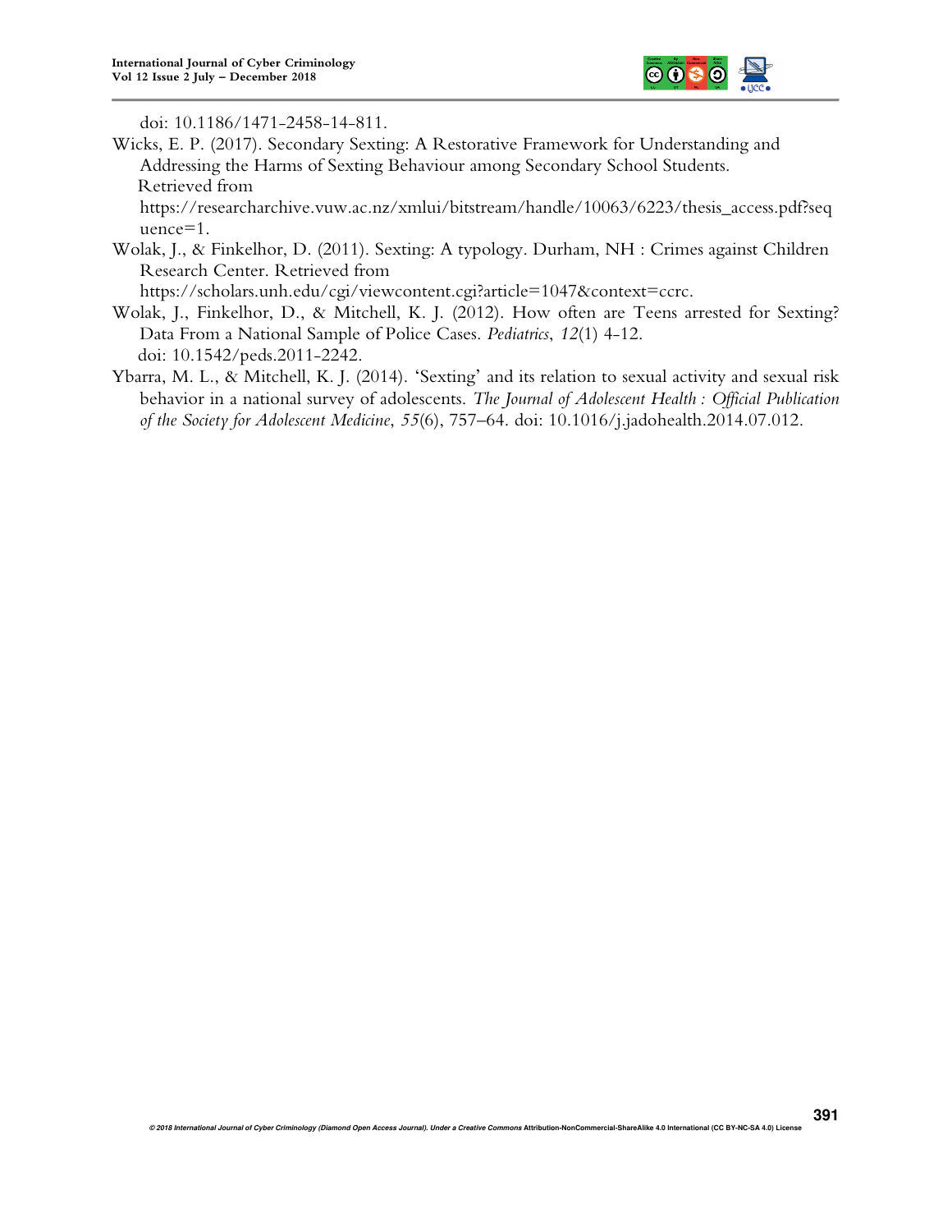doi: 10.1186/1471-2458-14-811.

Wicks, E. P. (2017). Secondary Sexting: A Restorative Framework for Understanding and Addressing the Harms of Sexting Behaviour among Secondary School Students. Retrieved from https://researcharchive.vuw.ac.nz/xmlui/bitstream/handle/10063/6223/thesis_access.pdf?sequence=1.

Wolak, J., & Finkelhor, D. (2011). Sexting: A typology. Durham, NH : Crimes against Children Research Center. Retrieved from https://scholars.unh.edu/cgi/viewcontent.cgi?article=1047&context=ccrc.

Wolak, J., Finkelhor, D., & Mitchell, K. J. (2012). How often are Teens arrested for Sexting? Data From a National Sample of Police Cases. *Pediatrics*, *12*(1) 4-12. doi: 10.1542/peds.2011-2242.

Ybarra, M. L., & Mitchell, K. J. (2014). 'Sexting' and its relation to sexual activity and sexual risk behavior in a national survey of adolescents. *The Journal of Adolescent Health : Official Publication of the Society for Adolescent Medicine*, *55*(6), 757–64. doi: 10.1016/j.jadohealth.2014.07.012.